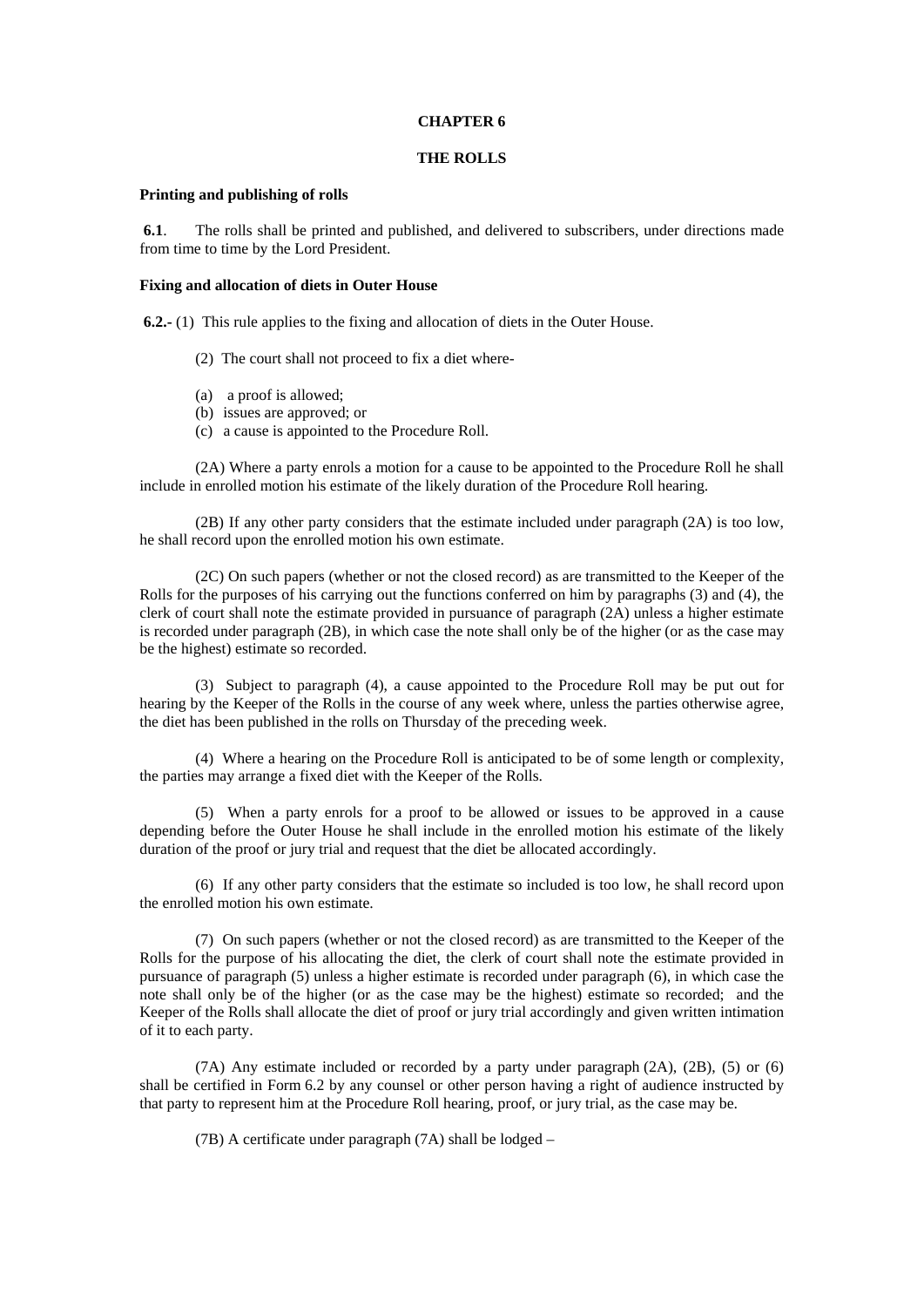# CHAPTER 6

## THE ROLLS

### Printing and publishing of rolls

**6.1**. The rolls shall be printed and published, and delivered to subscribers, under directions made from time to time by the Lord President.

### Fixing and allocation of diets in Outer House

**6.2.-** (1) This rule applies to the fixing and allocation of diets in the Outer House.

(2) The court shall not proceed to fix a diet where-

(a) a proof is allowed;
(b) issues are approved; or
(c) a cause is appointed to the Procedure Roll.

(2A) Where a party enrols a motion for a cause to be appointed to the Procedure Roll he shall include in enrolled motion his estimate of the likely duration of the Procedure Roll hearing.

(2B) If any other party considers that the estimate included under paragraph (2A) is too low, he shall record upon the enrolled motion his own estimate.

(2C) On such papers (whether or not the closed record) as are transmitted to the Keeper of the Rolls for the purposes of his carrying out the functions conferred on him by paragraphs (3) and (4), the clerk of court shall note the estimate provided in pursuance of paragraph (2A) unless a higher estimate is recorded under paragraph (2B), in which case the note shall only be of the higher (or as the case may be the highest) estimate so recorded.

(3) Subject to paragraph (4), a cause appointed to the Procedure Roll may be put out for hearing by the Keeper of the Rolls in the course of any week where, unless the parties otherwise agree, the diet has been published in the rolls on Thursday of the preceding week.

(4) Where a hearing on the Procedure Roll is anticipated to be of some length or complexity, the parties may arrange a fixed diet with the Keeper of the Rolls.

(5) When a party enrols for a proof to be allowed or issues to be approved in a cause depending before the Outer House he shall include in the enrolled motion his estimate of the likely duration of the proof or jury trial and request that the diet be allocated accordingly.

(6) If any other party considers that the estimate so included is too low, he shall record upon the enrolled motion his own estimate.

(7) On such papers (whether or not the closed record) as are transmitted to the Keeper of the Rolls for the purpose of his allocating the diet, the clerk of court shall note the estimate provided in pursuance of paragraph (5) unless a higher estimate is recorded under paragraph (6), in which case the note shall only be of the higher (or as the case may be the highest) estimate so recorded; and the Keeper of the Rolls shall allocate the diet of proof or jury trial accordingly and given written intimation of it to each party.

(7A) Any estimate included or recorded by a party under paragraph (2A), (2B), (5) or (6) shall be certified in Form 6.2 by any counsel or other person having a right of audience instructed by that party to represent him at the Procedure Roll hearing, proof, or jury trial, as the case may be.

(7B) A certificate under paragraph (7A) shall be lodged –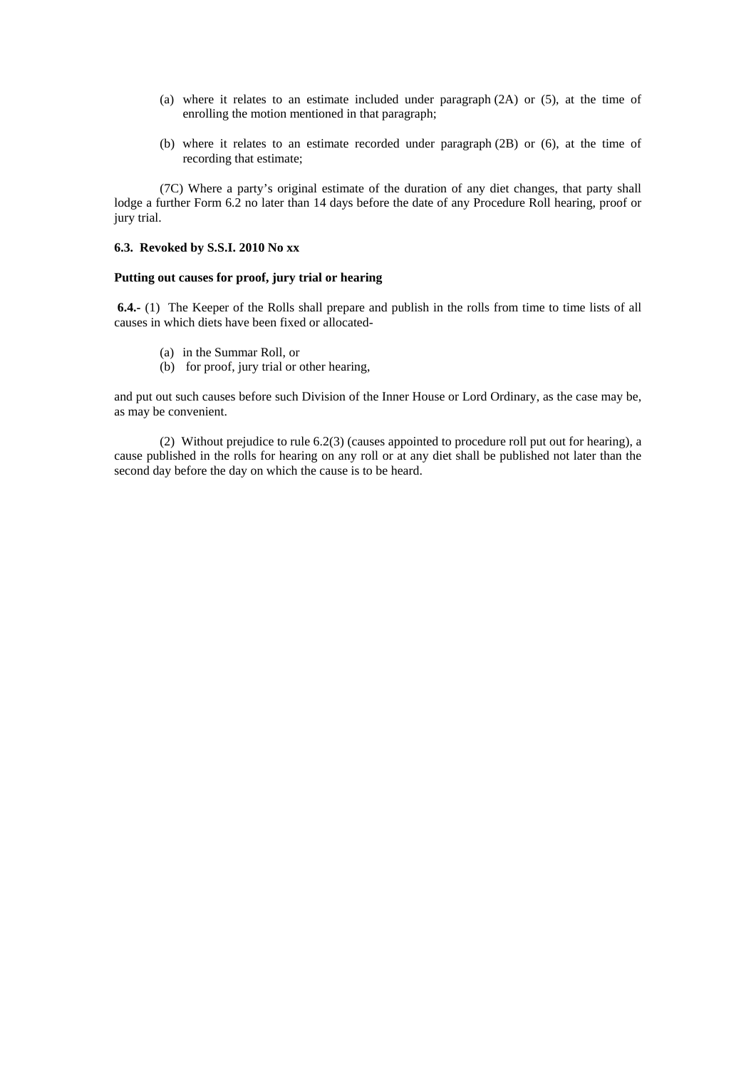(a) where it relates to an estimate included under paragraph (2A) or (5), at the time of enrolling the motion mentioned in that paragraph;

(b) where it relates to an estimate recorded under paragraph (2B) or (6), at the time of recording that estimate;

(7C) Where a party's original estimate of the duration of any diet changes, that party shall lodge a further Form 6.2 no later than 14 days before the date of any Procedure Roll hearing, proof or jury trial.

**6.3. Revoked by S.S.I. 2010 No xx**

**Putting out causes for proof, jury trial or hearing**

**6.4.-** (1) The Keeper of the Rolls shall prepare and publish in the rolls from time to time lists of all causes in which diets have been fixed or allocated-

(a) in the Summar Roll, or
(b) for proof, jury trial or other hearing,

and put out such causes before such Division of the Inner House or Lord Ordinary, as the case may be, as may be convenient.

(2) Without prejudice to rule 6.2(3) (causes appointed to procedure roll put out for hearing), a cause published in the rolls for hearing on any roll or at any diet shall be published not later than the second day before the day on which the cause is to be heard.